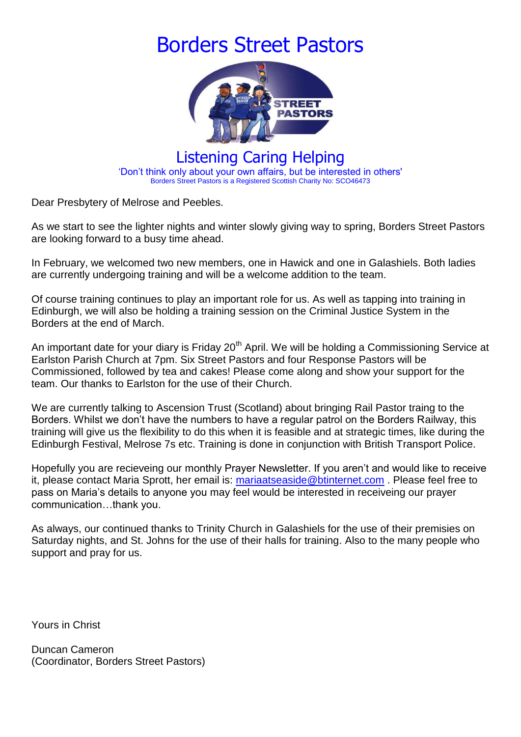# Borders Street Pastors

## Listening Caring Helping

'Don't think only about your own affairs, but be interested in others'

Borders Street Pastors is a Registered Scottish Charity No: SCO46473

Dear Presbytery of Melrose and Peebles.

As we start to see the lighter nights and winter slowly giving way to spring, Borders Street Pastors are looking forward to a busy time ahead.

In February, we welcomed two new members, one in Hawick and one in Galashiels. Both ladies are currently undergoing training and will be a welcome addition to the team.

Of course training continues to play an important role for us. As well as tapping into training in Edinburgh, we will also be holding a training session on the Criminal Justice System in the Borders at the end of March.

An important date for your diary is Friday 20th April. We will be holding a Commissioning Service at Earlston Parish Church at 7pm. Six Street Pastors and four Response Pastors will be Commissioned, followed by tea and cakes! Please come along and show your support for the team. Our thanks to Earlston for the use of their Church.

We are currently talking to Ascension Trust (Scotland) about bringing Rail Pastor traing to the Borders. Whilst we don't have the numbers to have a regular patrol on the Borders Railway, this training will give us the flexibility to do this when it is feasible and at strategic times, like during the Edinburgh Festival, Melrose 7s etc. Training is done in conjunction with British Transport Police.

Hopefully you are recieveing our monthly Prayer Newsletter. If you aren't and would like to receive it, please contact Maria Sprott, her email is: mariaatseaside@btinternet.com . Please feel free to pass on Maria's details to anyone you may feel would be interested in receiveing our prayer communication…thank you.

As always, our continued thanks to Trinity Church in Galashiels for the use of their premisies on Saturday nights, and St. Johns for the use of their halls for training. Also to the many people who support and pray for us.

Yours in Christ

Duncan Cameron
(Coordinator, Borders Street Pastors)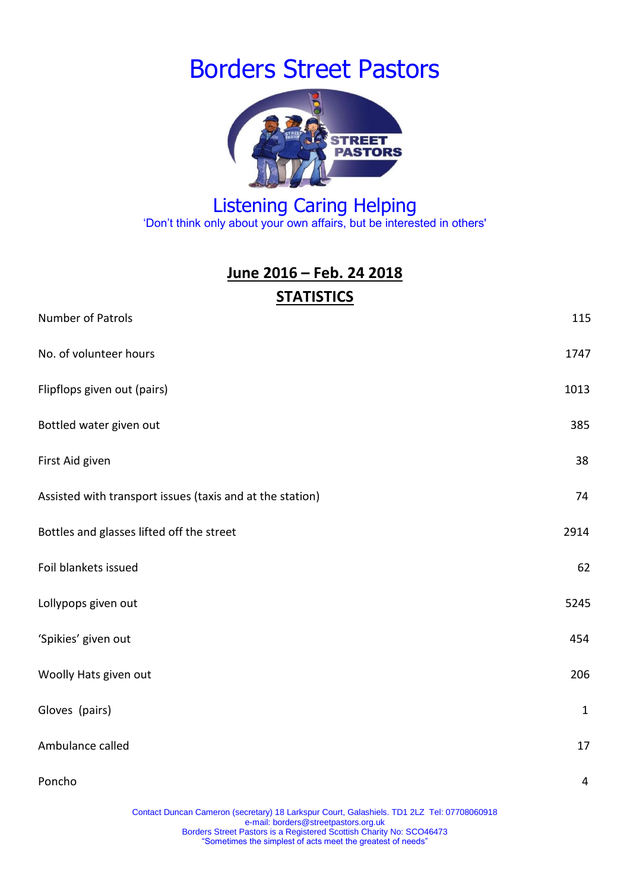# Borders Street Pastors

## Listening Caring Helping

'Don't think only about your own affairs, but be interested in others'

## June 2016 – Feb. 24 2018

## STATISTICS

| | |
|---|---|
| Number of Patrols | 115 |
| No. of volunteer hours | 1747 |
| Flipflops given out (pairs) | 1013 |
| Bottled water given out | 385 |
| First Aid given | 38 |
| Assisted with transport issues (taxis and at the station) | 74 |
| Bottles and glasses lifted off the street | 2914 |
| Foil blankets issued | 62 |
| Lollypops given out | 5245 |
| 'Spikies' given out | 454 |
| Woolly Hats given out | 206 |
| Gloves (pairs) | 1 |
| Ambulance called | 17 |
| Poncho | 4 |

Contact Duncan Cameron (secretary) 18 Larkspur Court, Galashiels. TD1 2LZ Tel: 07708060918
e-mail: borders@streetpastors.org.uk
Borders Street Pastors is a Registered Scottish Charity No: SCO46473
"Sometimes the simplest of acts meet the greatest of needs"